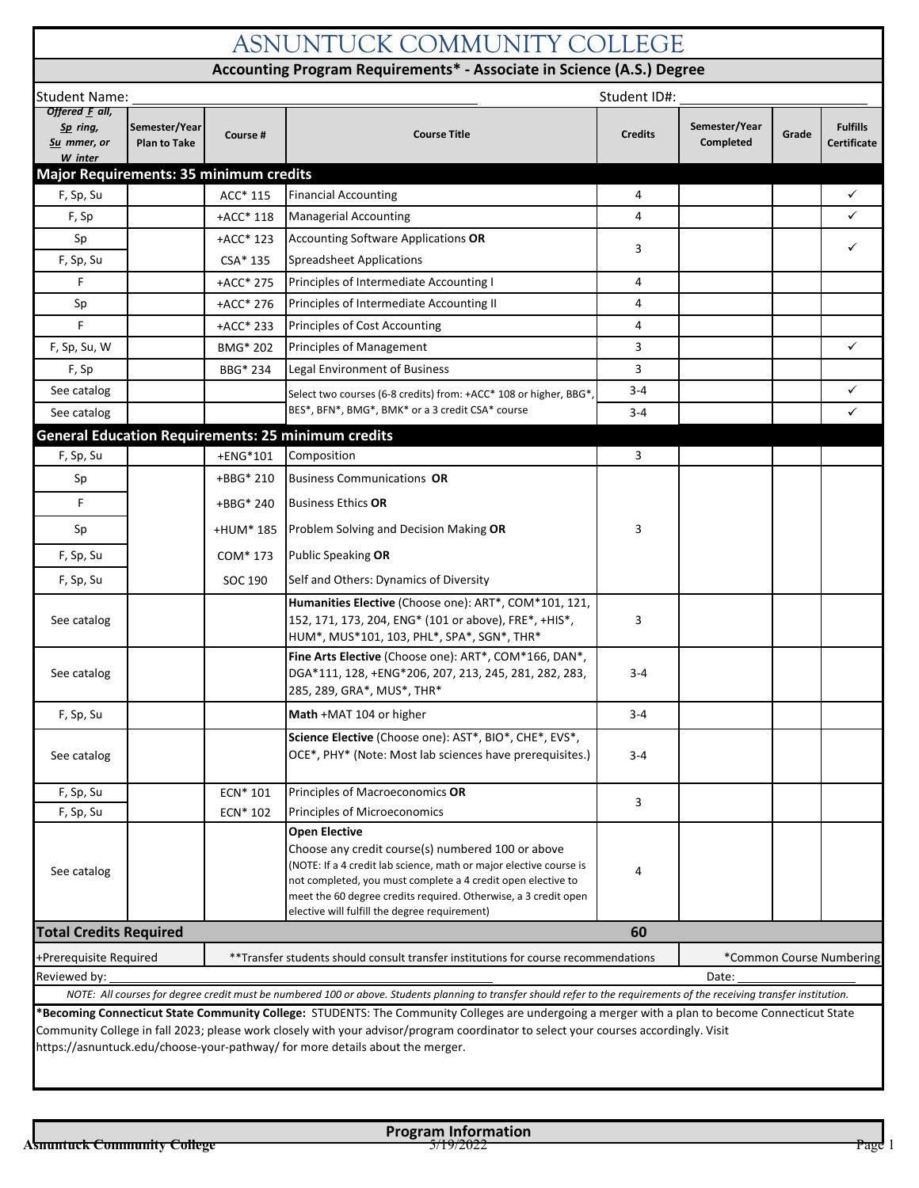# ASNUNTUCK COMMUNITY COLLEGE

## Accounting Program Requirements* - Associate in Science (A.S.) Degree

Student Name: _______________ Student ID#: _______________

| Offered **F** all, **Sp** ring, **Su** mmer, or **W** inter | Semester/Year Plan to Take | Course # | Course Title | Credits | Semester/Year Completed | Grade | Fulfills Certificate |
|---|---|---|---|---|---|---|---|
| **Major Requirements: 35 minimum credits** | | | | | | | |
| F, Sp, Su | | ACC* 115 | Financial Accounting | 4 | | | ✓ |
| F, Sp | | +ACC* 118 | Managerial Accounting | 4 | | | ✓ |
| Sp | | +ACC* 123 | Accounting Software Applications **OR** | 3 | | | ✓ |
| F, Sp, Su | | CSA* 135 | Spreadsheet Applications | | | | |
| F | | +ACC* 275 | Principles of Intermediate Accounting I | 4 | | | |
| Sp | | +ACC* 276 | Principles of Intermediate Accounting II | 4 | | | |
| F | | +ACC* 233 | Principles of Cost Accounting | 4 | | | |
| F, Sp, Su, W | | BMG* 202 | Principles of Management | 3 | | | ✓ |
| F, Sp | | BBG* 234 | Legal Environment of Business | 3 | | | |
| See catalog | | | Select two courses (6-8 credits) from: +ACC* 108 or higher, BBG*, BES*, BFN*, BMG*, BMK* or a 3 credit CSA* course | 3-4 | | | ✓ |
| See catalog | | | | 3-4 | | | ✓ |
| **General Education Requirements: 25 minimum credits** | | | | | | | |
| F, Sp, Su | | +ENG*101 | Composition | 3 | | | |
| Sp | | +BBG* 210 | Business Communications **OR** | 3 | | | |
| F | | +BBG* 240 | Business Ethics **OR** | | | | |
| Sp | | +HUM* 185 | Problem Solving and Decision Making **OR** | | | | |
| F, Sp, Su | | COM* 173 | Public Speaking **OR** | | | | |
| F, Sp, Su | | SOC 190 | Self and Others: Dynamics of Diversity | | | | |
| See catalog | | | **Humanities Elective** (Choose one): ART*, COM*101, 121, 152, 171, 173, 204, ENG* (101 or above), FRE*, +HIS*, HUM*, MUS*101, 103, PHL*, SPA*, SGN*, THR* | 3 | | | |
| See catalog | | | **Fine Arts Elective** (Choose one): ART*, COM*166, DAN*, DGA*111, 128, +ENG*206, 207, 213, 245, 281, 282, 283, 285, 289, GRA*, MUS*, THR* | 3-4 | | | |
| F, Sp, Su | | | **Math** +MAT 104 or higher | 3-4 | | | |
| See catalog | | | **Science Elective** (Choose one): AST*, BIO*, CHE*, EVS*, OCE*, PHY* (Note: Most lab sciences have prerequisites.) | 3-4 | | | |
| F, Sp, Su | | ECN* 101 | Principles of Macroeconomics **OR** | 3 | | | |
| F, Sp, Su | | ECN* 102 | Principles of Microeconomics | | | | |
| See catalog | | | **Open Elective** Choose any credit course(s) numbered 100 or above (NOTE: If a 4 credit lab science, math or major elective course is not completed, you must complete a 4 credit open elective to meet the 60 degree credits required. Otherwise, a 3 credit open elective will fulfill the degree requirement) | 4 | | | |
| **Total Credits Required** | | | | **60** | | | |

+Prerequisite Required | **Transfer students should consult transfer institutions for course recommendations | *Common Course Numbering

Reviewed by: _______________ Date: _______________

*NOTE: All courses for degree credit must be numbered 100 or above. Students planning to transfer should refer to the requirements of the receiving transfer institution.*

**\*Becoming Connecticut State Community College:** STUDENTS: The Community Colleges are undergoing a merger with a plan to become Connecticut State Community College in fall 2023; please work closely with your advisor/program coordinator to select your courses accordingly. Visit https://asnuntuck.edu/choose-your-pathway/ for more details about the merger.

**Program Information**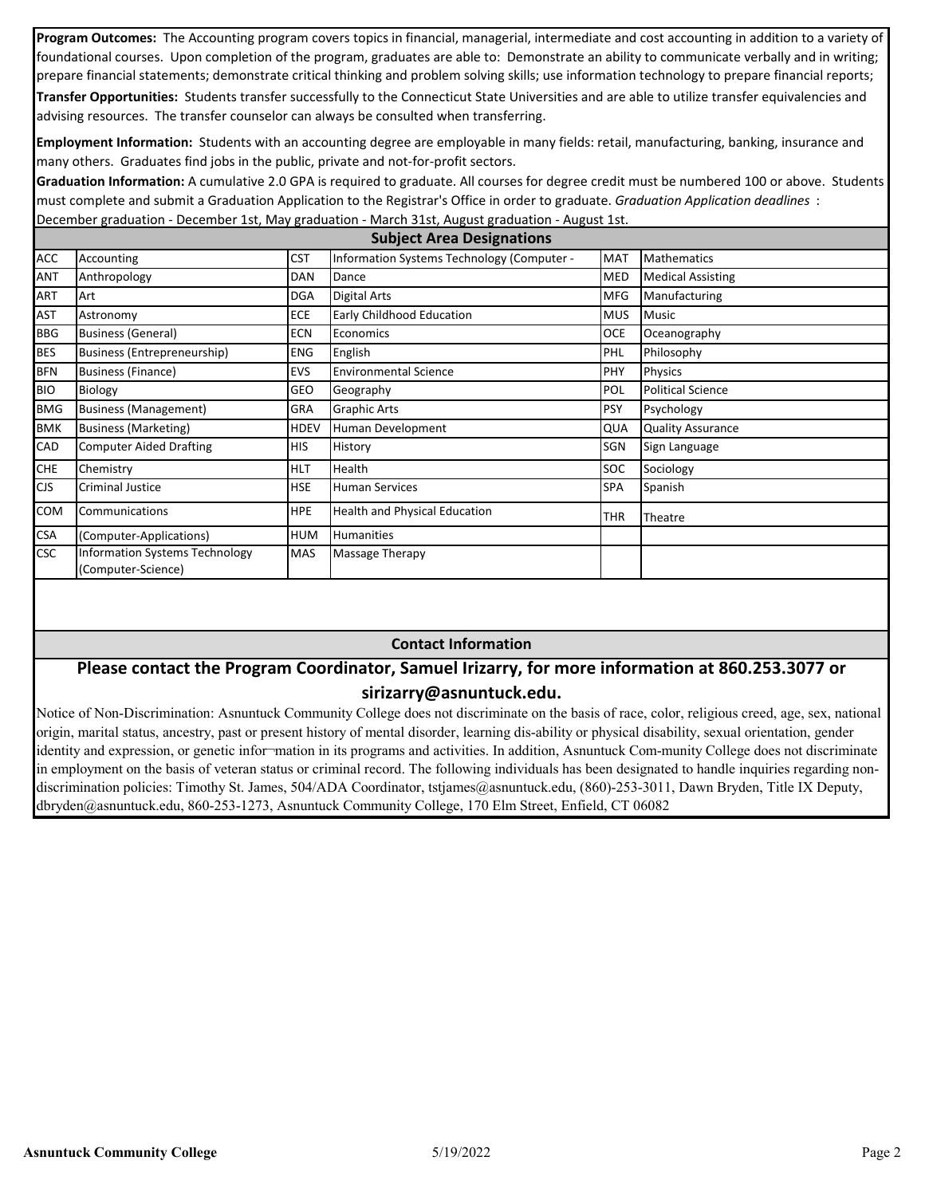**Program Outcomes:** The Accounting program covers topics in financial, managerial, intermediate and cost accounting in addition to a variety of foundational courses. Upon completion of the program, graduates are able to: Demonstrate an ability to communicate verbally and in writing; prepare financial statements; demonstrate critical thinking and problem solving skills; use information technology to prepare financial reports;

**Transfer Opportunities:** Students transfer successfully to the Connecticut State Universities and are able to utilize transfer equivalencies and advising resources. The transfer counselor can always be consulted when transferring.

**Employment Information:** Students with an accounting degree are employable in many fields: retail, manufacturing, banking, insurance and many others. Graduates find jobs in the public, private and not-for-profit sectors.

**Graduation Information:** A cumulative 2.0 GPA is required to graduate. All courses for degree credit must be numbered 100 or above. Students must complete and submit a Graduation Application to the Registrar's Office in order to graduate. *Graduation Application deadlines* : December graduation - December 1st, May graduation - March 31st, August graduation - August 1st.

## Subject Area Designations

| | | | | | |
|---|---|---|---|---|---|
| ACC | Accounting | CST | Information Systems Technology (Computer - | MAT | Mathematics |
| ANT | Anthropology | DAN | Dance | MED | Medical Assisting |
| ART | Art | DGA | Digital Arts | MFG | Manufacturing |
| AST | Astronomy | ECE | Early Childhood Education | MUS | Music |
| BBG | Business (General) | ECN | Economics | OCE | Oceanography |
| BES | Business (Entrepreneurship) | ENG | English | PHL | Philosophy |
| BFN | Business (Finance) | EVS | Environmental Science | PHY | Physics |
| BIO | Biology | GEO | Geography | POL | Political Science |
| BMG | Business (Management) | GRA | Graphic Arts | PSY | Psychology |
| BMK | Business (Marketing) | HDEV | Human Development | QUA | Quality Assurance |
| CAD | Computer Aided Drafting | HIS | History | SGN | Sign Language |
| CHE | Chemistry | HLT | Health | SOC | Sociology |
| CJS | Criminal Justice | HSE | Human Services | SPA | Spanish |
| COM | Communications | HPE | Health and Physical Education | THR | Theatre |
| CSA | (Computer-Applications) | HUM | Humanities | | |
| CSC | Information Systems Technology (Computer-Science) | MAS | Massage Therapy | | |

## Contact Information

**Please contact the Program Coordinator, Samuel Irizarry, for more information at 860.253.3077 or sirizarry@asnuntuck.edu.**

Notice of Non-Discrimination: Asnuntuck Community College does not discriminate on the basis of race, color, religious creed, age, sex, national origin, marital status, ancestry, past or present history of mental disorder, learning dis-ability or physical disability, sexual orientation, gender identity and expression, or genetic infor-mation in its programs and activities. In addition, Asnuntuck Com-munity College does not discriminate in employment on the basis of veteran status or criminal record. The following individuals has been designated to handle inquiries regarding non-discrimination policies: Timothy St. James, 504/ADA Coordinator, tstjames@asnuntuck.edu, (860)-253-3011, Dawn Bryden, Title IX Deputy, dbryden@asnuntuck.edu, 860-253-1273, Asnuntuck Community College, 170 Elm Street, Enfield, CT 06082